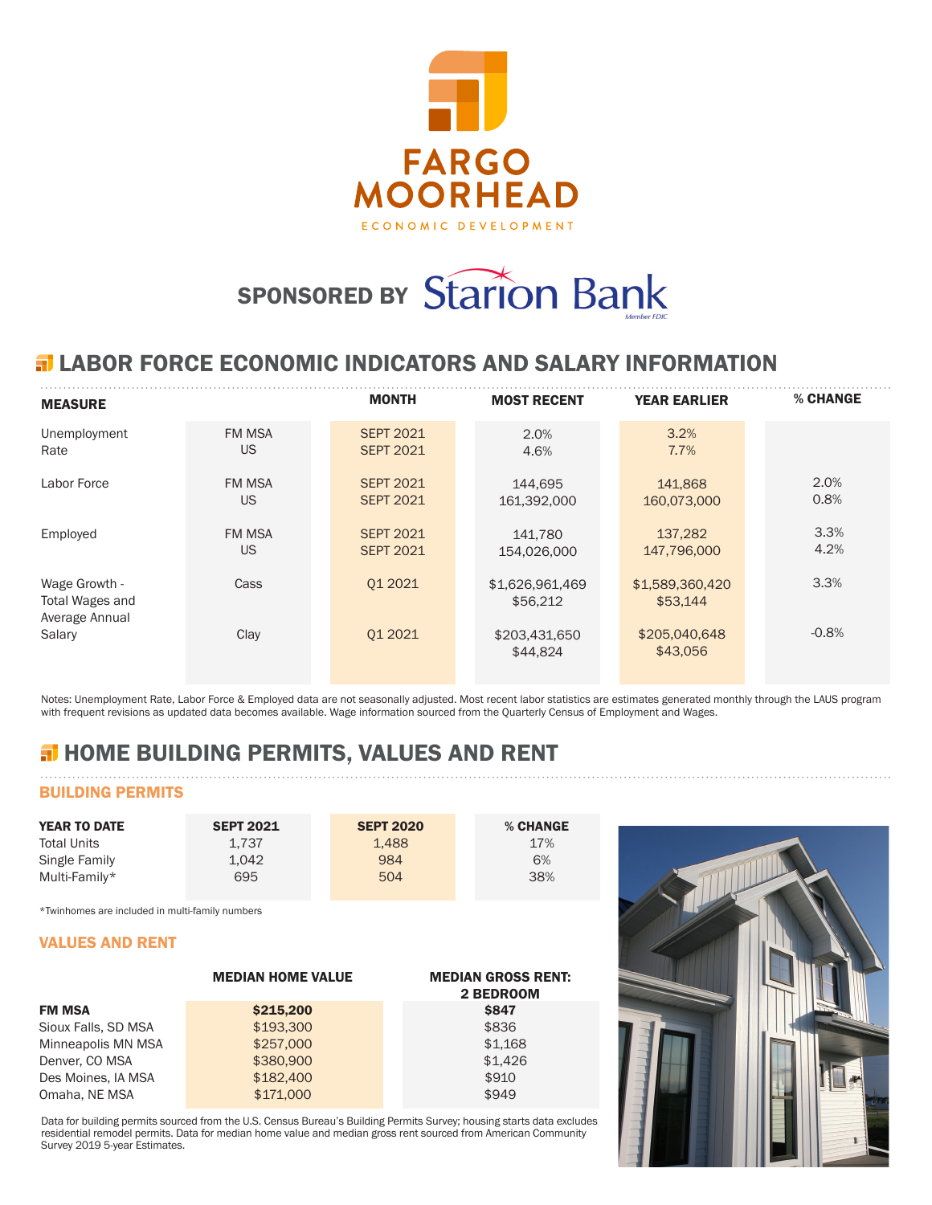# FARGO MOORHEAD

ECONOMIC DEVELOPMENT

**SPONSORED BY** Starion Bank

Member FDIC

## LABOR FORCE ECONOMIC INDICATORS AND SALARY INFORMATION

| MEASURE | | MONTH | MOST RECENT | YEAR EARLIER | % CHANGE |
|---|---|---|---|---|---|
| Unemployment Rate | FM MSA | SEPT 2021 | 2.0% | 3.2% | |
| | US | SEPT 2021 | 4.6% | 7.7% | |
| Labor Force | FM MSA | SEPT 2021 | 144,695 | 141,868 | 2.0% |
| | US | SEPT 2021 | 161,392,000 | 160,073,000 | 0.8% |
| Employed | FM MSA | SEPT 2021 | 141,780 | 137,282 | 3.3% |
| | US | SEPT 2021 | 154,026,000 | 147,796,000 | 4.2% |
| Wage Growth - Total Wages and Average Annual Salary | Cass | Q1 2021 | $1,626,961,469 | $1,589,360,420 | 3.3% |
| | | | $56,212 | $53,144 | |
| | Clay | Q1 2021 | $203,431,650 | $205,040,648 | -0.8% |
| | | | $44,824 | $43,056 | |

Notes: Unemployment Rate, Labor Force & Employed data are not seasonally adjusted. Most recent labor statistics are estimates generated monthly through the LAUS program with frequent revisions as updated data becomes available. Wage information sourced from the Quarterly Census of Employment and Wages.

## HOME BUILDING PERMITS, VALUES AND RENT

### BUILDING PERMITS

| YEAR TO DATE | SEPT 2021 | SEPT 2020 | % CHANGE |
|---|---|---|---|
| Total Units | 1,737 | 1,488 | 17% |
| Single Family | 1,042 | 984 | 6% |
| Multi-Family* | 695 | 504 | 38% |

*Twinhomes are included in multi-family numbers

### VALUES AND RENT

| | MEDIAN HOME VALUE | MEDIAN GROSS RENT: 2 BEDROOM |
|---|---|---|
| **FM MSA** | **$215,200** | **$847** |
| Sioux Falls, SD MSA | $193,300 | $836 |
| Minneapolis MN MSA | $257,000 | $1,168 |
| Denver, CO MSA | $380,900 | $1,426 |
| Des Moines, IA MSA | $182,400 | $910 |
| Omaha, NE MSA | $171,000 | $949 |

Data for building permits sourced from the U.S. Census Bureau's Building Permits Survey; housing starts data excludes residential remodel permits. Data for median home value and median gross rent sourced from American Community Survey 2019 5-year Estimates.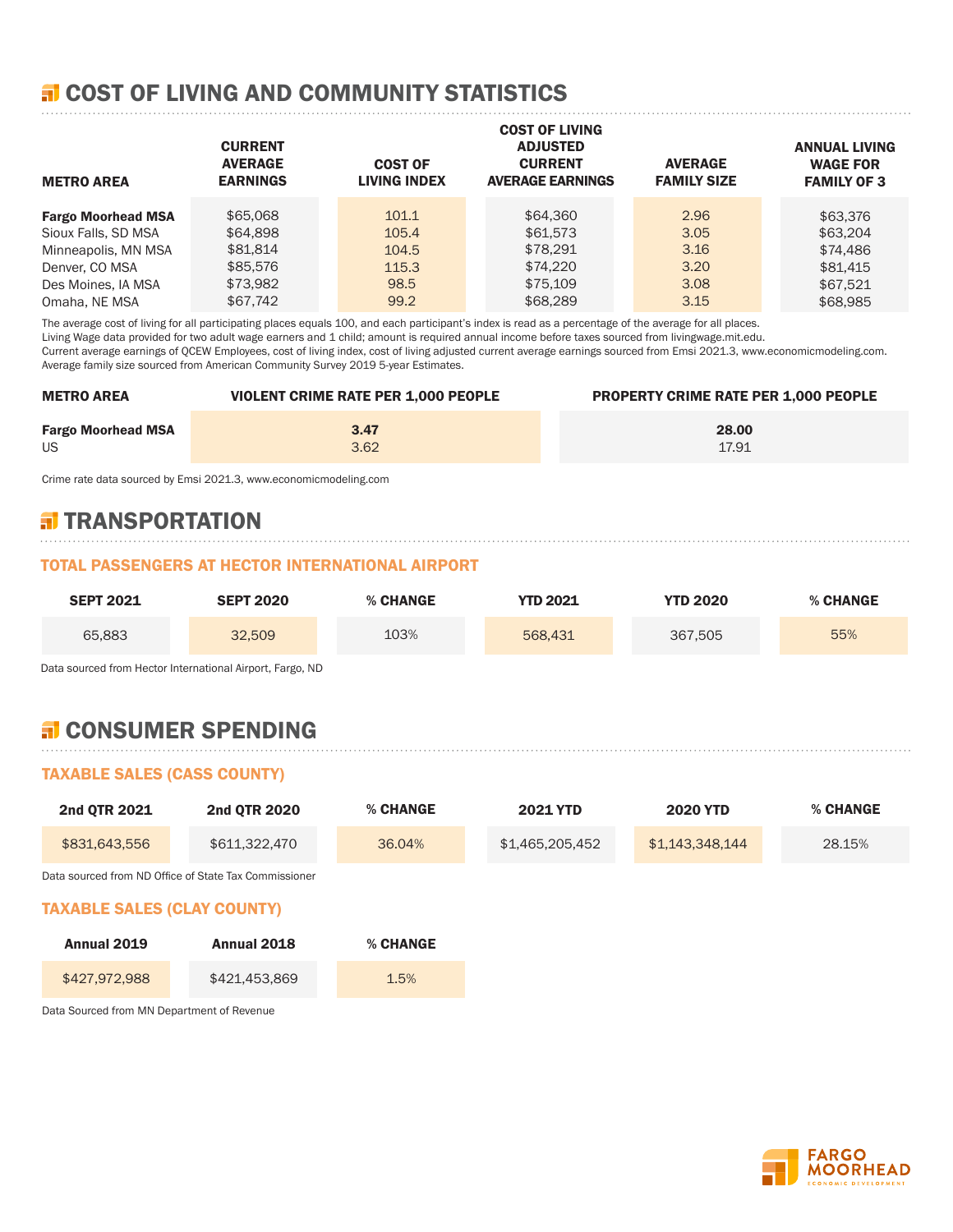## COST OF LIVING AND COMMUNITY STATISTICS

| METRO AREA | CURRENT AVERAGE EARNINGS | COST OF LIVING INDEX | COST OF LIVING ADJUSTED CURRENT AVERAGE EARNINGS | AVERAGE FAMILY SIZE | ANNUAL LIVING WAGE FOR FAMILY OF 3 |
|---|---|---|---|---|---|
| **Fargo Moorhead MSA** | $65,068 | 101.1 | $64,360 | 2.96 | $63,376 |
| Sioux Falls, SD MSA | $64,898 | 105.4 | $61,573 | 3.05 | $63,204 |
| Minneapolis, MN MSA | $81,814 | 104.5 | $78,291 | 3.16 | $74,486 |
| Denver, CO MSA | $85,576 | 115.3 | $74,220 | 3.20 | $81,415 |
| Des Moines, IA MSA | $73,982 | 98.5 | $75,109 | 3.08 | $67,521 |
| Omaha, NE MSA | $67,742 | 99.2 | $68,289 | 3.15 | $68,985 |

The average cost of living for all participating places equals 100, and each participant's index is read as a percentage of the average for all places.
Living Wage data provided for two adult wage earners and 1 child; amount is required annual income before taxes sourced from livingwage.mit.edu.
Current average earnings of QCEW Employees, cost of living index, cost of living adjusted current average earnings sourced from Emsi 2021.3, www.economicmodeling.com.
Average family size sourced from American Community Survey 2019 5-year Estimates.

| METRO AREA | VIOLENT CRIME RATE PER 1,000 PEOPLE | PROPERTY CRIME RATE PER 1,000 PEOPLE |
|---|---|---|
| **Fargo Moorhead MSA** | **3.47** | **28.00** |
| US | 3.62 | 17.91 |

Crime rate data sourced by Emsi 2021.3, www.economicmodeling.com

## TRANSPORTATION

### TOTAL PASSENGERS AT HECTOR INTERNATIONAL AIRPORT

| SEPT 2021 | SEPT 2020 | % CHANGE | YTD 2021 | YTD 2020 | % CHANGE |
|---|---|---|---|---|---|
| 65,883 | 32,509 | 103% | 568,431 | 367,505 | 55% |

Data sourced from Hector International Airport, Fargo, ND

## CONSUMER SPENDING

### TAXABLE SALES (CASS COUNTY)

| 2nd QTR 2021 | 2nd QTR 2020 | % CHANGE | 2021 YTD | 2020 YTD | % CHANGE |
|---|---|---|---|---|---|
| $831,643,556 | $611,322,470 | 36.04% | $1,465,205,452 | $1,143,348,144 | 28.15% |

Data sourced from ND Office of State Tax Commissioner

### TAXABLE SALES (CLAY COUNTY)

| Annual 2019 | Annual 2018 | % CHANGE |
|---|---|---|
| $427,972,988 | $421,453,869 | 1.5% |

Data Sourced from MN Department of Revenue

FARGO MOORHEAD ECONOMIC DEVELOPMENT